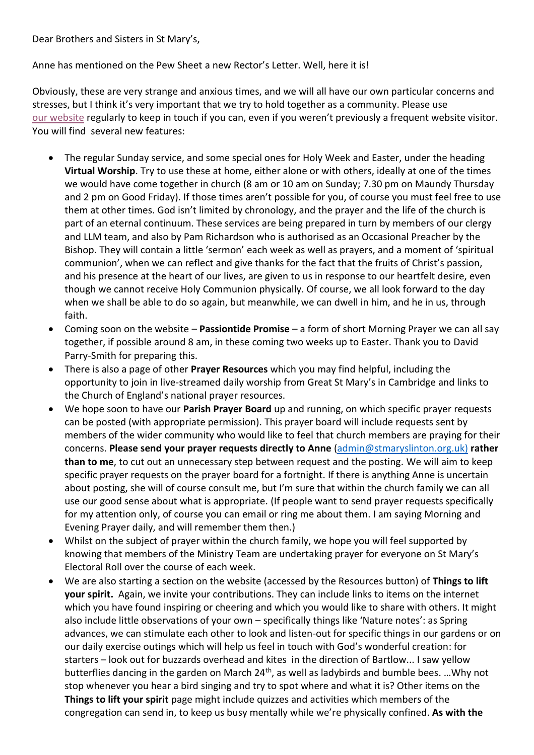Dear Brothers and Sisters in St Mary's,

Anne has mentioned on the Pew Sheet a new Rector's Letter. Well, here it is!

Obviously, these are very strange and anxious times, and we will all have our own particular concerns and stresses, but I think it's very important that we try to hold together as a community. Please use our website regularly to keep in touch if you can, even if you weren't previously a frequent website visitor. You will find several new features:

- The regular Sunday service, and some special ones for Holy Week and Easter, under the heading **Virtual Worship**. Try to use these at home, either alone or with others, ideally at one of the times we would have come together in church (8 am or 10 am on Sunday; 7.30 pm on Maundy Thursday and 2 pm on Good Friday). If those times aren't possible for you, of course you must feel free to use them at other times. God isn't limited by chronology, and the prayer and the life of the church is part of an eternal continuum. These services are being prepared in turn by members of our clergy and LLM team, and also by Pam Richardson who is authorised as an Occasional Preacher by the Bishop. They will contain a little 'sermon' each week as well as prayers, and a moment of 'spiritual communion', when we can reflect and give thanks for the fact that the fruits of Christ's passion, and his presence at the heart of our lives, are given to us in response to our heartfelt desire, even though we cannot receive Holy Communion physically. Of course, we all look forward to the day when we shall be able to do so again, but meanwhile, we can dwell in him, and he in us, through faith.
- Coming soon on the website – **Passiontide Promise** – a form of short Morning Prayer we can all say together, if possible around 8 am, in these coming two weeks up to Easter. Thank you to David Parry-Smith for preparing this.
- There is also a page of other **Prayer Resources** which you may find helpful, including the opportunity to join in live-streamed daily worship from Great St Mary's in Cambridge and links to the Church of England's national prayer resources.
- We hope soon to have our **Parish Prayer Board** up and running, on which specific prayer requests can be posted (with appropriate permission). This prayer board will include requests sent by members of the wider community who would like to feel that church members are praying for their concerns. **Please send your prayer requests directly to Anne** (admin@stmaryslinton.org.uk) **rather than to me**, to cut out an unnecessary step between request and the posting. We will aim to keep specific prayer requests on the prayer board for a fortnight. If there is anything Anne is uncertain about posting, she will of course consult me, but I'm sure that within the church family we can all use our good sense about what is appropriate. (If people want to send prayer requests specifically for my attention only, of course you can email or ring me about them. I am saying Morning and Evening Prayer daily, and will remember them then.)
- Whilst on the subject of prayer within the church family, we hope you will feel supported by knowing that members of the Ministry Team are undertaking prayer for everyone on St Mary's Electoral Roll over the course of each week.
- We are also starting a section on the website (accessed by the Resources button) of **Things to lift your spirit.** Again, we invite your contributions. They can include links to items on the internet which you have found inspiring or cheering and which you would like to share with others. It might also include little observations of your own – specifically things like 'Nature notes': as Spring advances, we can stimulate each other to look and listen-out for specific things in our gardens or on our daily exercise outings which will help us feel in touch with God's wonderful creation: for starters – look out for buzzards overhead and kites in the direction of Bartlow... I saw yellow butterflies dancing in the garden on March 24th, as well as ladybirds and bumble bees. …Why not stop whenever you hear a bird singing and try to spot where and what it is? Other items on the **Things to lift your spirit** page might include quizzes and activities which members of the congregation can send in, to keep us busy mentally while we're physically confined. **As with the**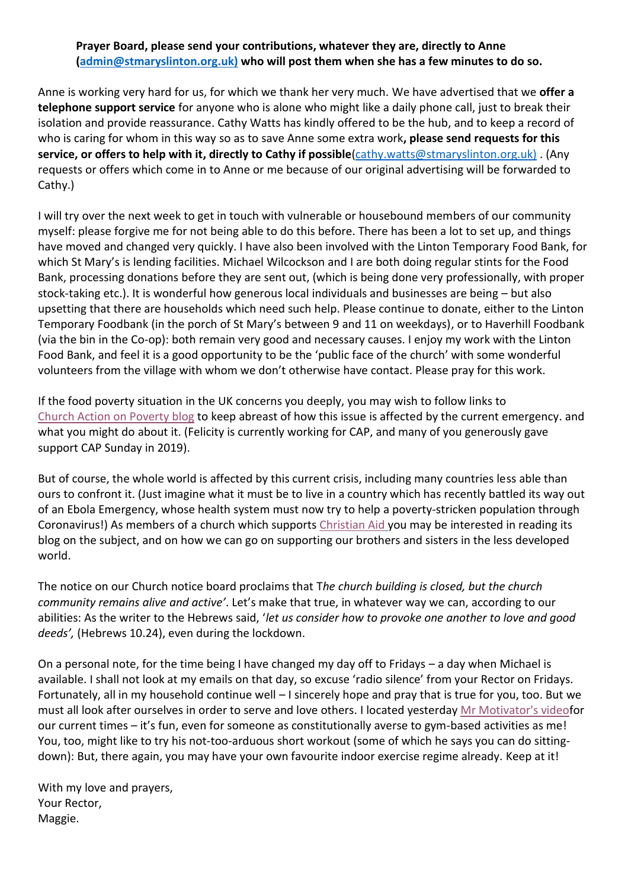**Prayer Board, please send your contributions, whatever they are, directly to Anne (admin@stmaryslinton.org.uk) who will post them when she has a few minutes to do so.**

Anne is working very hard for us, for which we thank her very much. We have advertised that we **offer a telephone support service** for anyone who is alone who might like a daily phone call, just to break their isolation and provide reassurance. Cathy Watts has kindly offered to be the hub, and to keep a record of who is caring for whom in this way so as to save Anne some extra work**, please send requests for this service, or offers to help with it, directly to Cathy if possible**(cathy.watts@stmaryslinton.org.uk) . (Any requests or offers which come in to Anne or me because of our original advertising will be forwarded to Cathy.)

I will try over the next week to get in touch with vulnerable or housebound members of our community myself: please forgive me for not being able to do this before. There has been a lot to set up, and things have moved and changed very quickly. I have also been involved with the Linton Temporary Food Bank, for which St Mary's is lending facilities. Michael Wilcockson and I are both doing regular stints for the Food Bank, processing donations before they are sent out, (which is being done very professionally, with proper stock-taking etc.). It is wonderful how generous local individuals and businesses are being – but also upsetting that there are households which need such help. Please continue to donate, either to the Linton Temporary Foodbank (in the porch of St Mary's between 9 and 11 on weekdays), or to Haverhill Foodbank (via the bin in the Co-op): both remain very good and necessary causes. I enjoy my work with the Linton Food Bank, and feel it is a good opportunity to be the 'public face of the church' with some wonderful volunteers from the village with whom we don't otherwise have contact. Please pray for this work.

If the food poverty situation in the UK concerns you deeply, you may wish to follow links to Church Action on Poverty blog to keep abreast of how this issue is affected by the current emergency. and what you might do about it. (Felicity is currently working for CAP, and many of you generously gave support CAP Sunday in 2019).

But of course, the whole world is affected by this current crisis, including many countries less able than ours to confront it. (Just imagine what it must be to live in a country which has recently battled its way out of an Ebola Emergency, whose health system must now try to help a poverty-stricken population through Coronavirus!) As members of a church which supports Christian Aid you may be interested in reading its blog on the subject, and on how we can go on supporting our brothers and sisters in the less developed world.

The notice on our Church notice board proclaims that T*he church building is closed, but the church community remains alive and active'*. Let's make that true, in whatever way we can, according to our abilities: As the writer to the Hebrews said, '*let us consider how to provoke one another to love and good deeds',* (Hebrews 10.24), even during the lockdown.

On a personal note, for the time being I have changed my day off to Fridays – a day when Michael is available. I shall not look at my emails on that day, so excuse 'radio silence' from your Rector on Fridays. Fortunately, all in my household continue well – I sincerely hope and pray that is true for you, too. But we must all look after ourselves in order to serve and love others. I located yesterday Mr Motivator's videofor our current times – it's fun, even for someone as constitutionally averse to gym-based activities as me! You, too, might like to try his not-too-arduous short workout (some of which he says you can do sitting-down): But, there again, you may have your own favourite indoor exercise regime already. Keep at it!

With my love and prayers,
Your Rector,
Maggie.